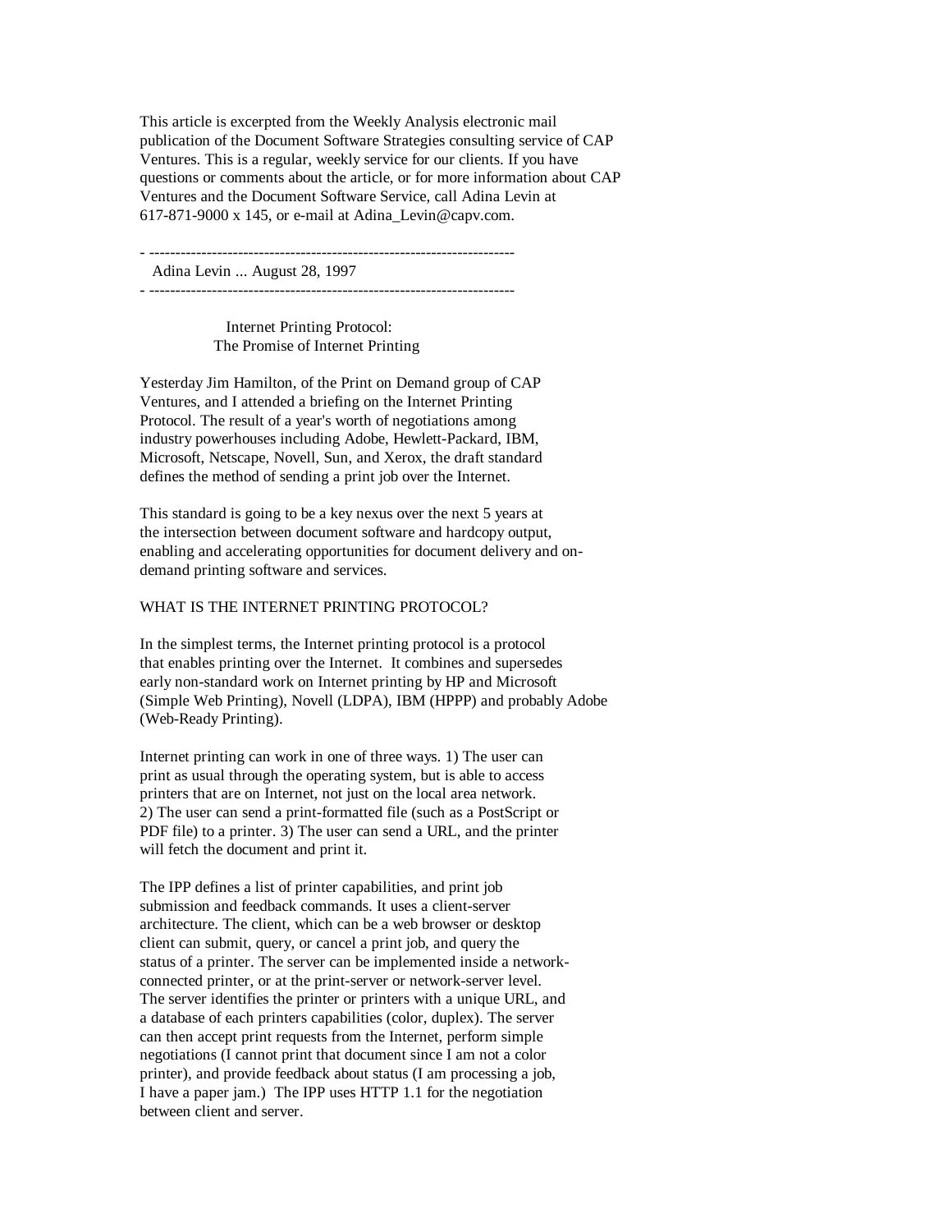This article is excerpted from the Weekly Analysis electronic mail publication of the Document Software Strategies consulting service of CAP Ventures. This is a regular, weekly service for our clients. If you have questions or comments about the article, or for more information about CAP Ventures and the Document Software Service, call Adina Levin at 617-871-9000 x 145, or e-mail at Adina_Levin@capv.com.

- ----------------------------------------------------------------------

Adina Levin ... August 28, 1997

- ----------------------------------------------------------------------

## Internet Printing Protocol: The Promise of Internet Printing

Yesterday Jim Hamilton, of the Print on Demand group of CAP Ventures, and I attended a briefing on the Internet Printing Protocol. The result of a year's worth of negotiations among industry powerhouses including Adobe, Hewlett-Packard, IBM, Microsoft, Netscape, Novell, Sun, and Xerox, the draft standard defines the method of sending a print job over the Internet.

This standard is going to be a key nexus over the next 5 years at the intersection between document software and hardcopy output, enabling and accelerating opportunities for document delivery and on-demand printing software and services.

### WHAT IS THE INTERNET PRINTING PROTOCOL?

In the simplest terms, the Internet printing protocol is a protocol that enables printing over the Internet. It combines and supersedes early non-standard work on Internet printing by HP and Microsoft (Simple Web Printing), Novell (LDPA), IBM (HPPP) and probably Adobe (Web-Ready Printing).

Internet printing can work in one of three ways. 1) The user can print as usual through the operating system, but is able to access printers that are on Internet, not just on the local area network. 2) The user can send a print-formatted file (such as a PostScript or PDF file) to a printer. 3) The user can send a URL, and the printer will fetch the document and print it.

The IPP defines a list of printer capabilities, and print job submission and feedback commands. It uses a client-server architecture. The client, which can be a web browser or desktop client can submit, query, or cancel a print job, and query the status of a printer. The server can be implemented inside a network-connected printer, or at the print-server or network-server level. The server identifies the printer or printers with a unique URL, and a database of each printers capabilities (color, duplex). The server can then accept print requests from the Internet, perform simple negotiations (I cannot print that document since I am not a color printer), and provide feedback about status (I am processing a job, I have a paper jam.) The IPP uses HTTP 1.1 for the negotiation between client and server.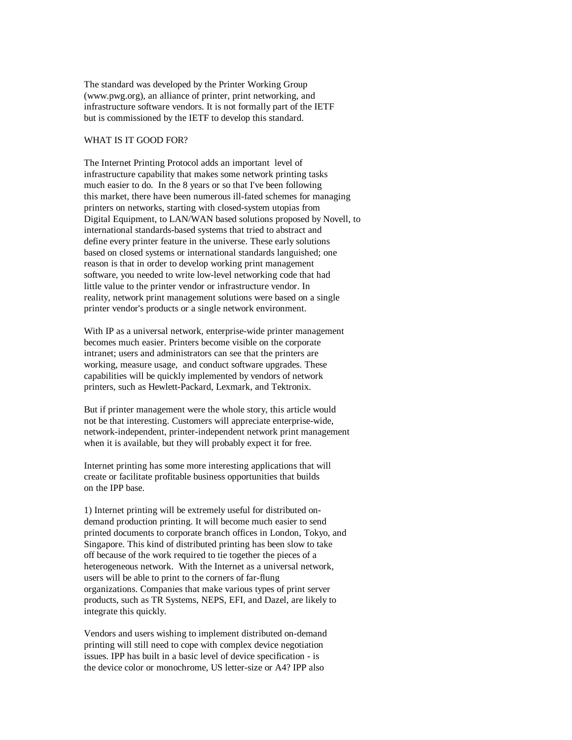The standard was developed by the Printer Working Group (www.pwg.org), an alliance of printer, print networking, and infrastructure software vendors. It is not formally part of the IETF but is commissioned by the IETF to develop this standard.

## WHAT IS IT GOOD FOR?

The Internet Printing Protocol adds an important level of infrastructure capability that makes some network printing tasks much easier to do. In the 8 years or so that I've been following this market, there have been numerous ill-fated schemes for managing printers on networks, starting with closed-system utopias from Digital Equipment, to LAN/WAN based solutions proposed by Novell, to international standards-based systems that tried to abstract and define every printer feature in the universe. These early solutions based on closed systems or international standards languished; one reason is that in order to develop working print management software, you needed to write low-level networking code that had little value to the printer vendor or infrastructure vendor. In reality, network print management solutions were based on a single printer vendor's products or a single network environment.

With IP as a universal network, enterprise-wide printer management becomes much easier. Printers become visible on the corporate intranet; users and administrators can see that the printers are working, measure usage, and conduct software upgrades. These capabilities will be quickly implemented by vendors of network printers, such as Hewlett-Packard, Lexmark, and Tektronix.

But if printer management were the whole story, this article would not be that interesting. Customers will appreciate enterprise-wide, network-independent, printer-independent network print management when it is available, but they will probably expect it for free.

Internet printing has some more interesting applications that will create or facilitate profitable business opportunities that builds on the IPP base.

1) Internet printing will be extremely useful for distributed on-demand production printing. It will become much easier to send printed documents to corporate branch offices in London, Tokyo, and Singapore. This kind of distributed printing has been slow to take off because of the work required to tie together the pieces of a heterogeneous network. With the Internet as a universal network, users will be able to print to the corners of far-flung organizations. Companies that make various types of print server products, such as TR Systems, NEPS, EFI, and Dazel, are likely to integrate this quickly.

Vendors and users wishing to implement distributed on-demand printing will still need to cope with complex device negotiation issues. IPP has built in a basic level of device specification - is the device color or monochrome, US letter-size or A4? IPP also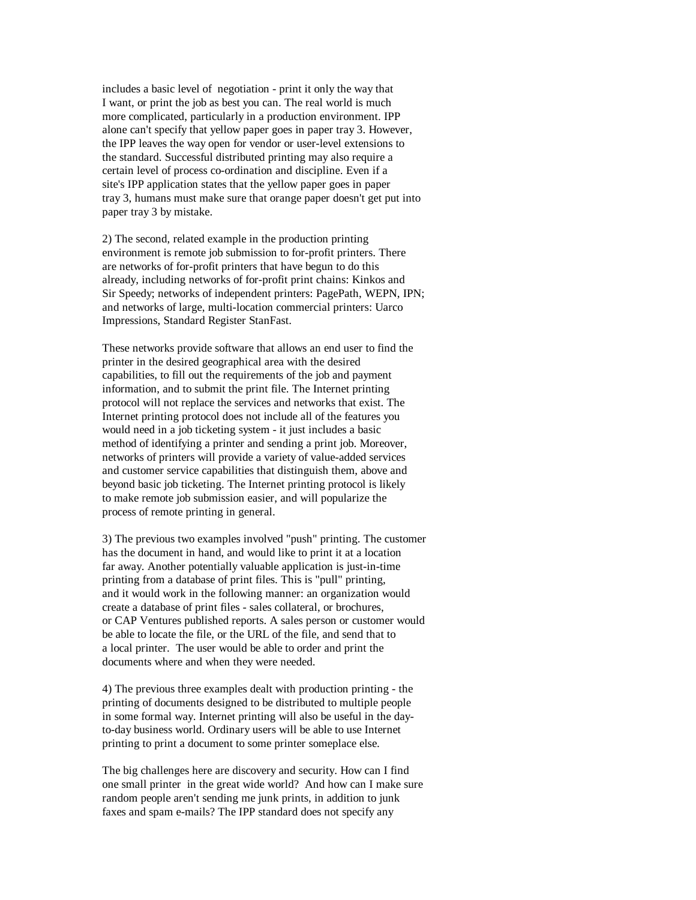includes a basic level of negotiation - print it only the way that I want, or print the job as best you can. The real world is much more complicated, particularly in a production environment. IPP alone can't specify that yellow paper goes in paper tray 3. However, the IPP leaves the way open for vendor or user-level extensions to the standard. Successful distributed printing may also require a certain level of process co-ordination and discipline. Even if a site's IPP application states that the yellow paper goes in paper tray 3, humans must make sure that orange paper doesn't get put into paper tray 3 by mistake.

2) The second, related example in the production printing environment is remote job submission to for-profit printers. There are networks of for-profit printers that have begun to do this already, including networks of for-profit print chains: Kinkos and Sir Speedy; networks of independent printers: PagePath, WEPN, IPN; and networks of large, multi-location commercial printers: Uarco Impressions, Standard Register StanFast.

These networks provide software that allows an end user to find the printer in the desired geographical area with the desired capabilities, to fill out the requirements of the job and payment information, and to submit the print file. The Internet printing protocol will not replace the services and networks that exist. The Internet printing protocol does not include all of the features you would need in a job ticketing system - it just includes a basic method of identifying a printer and sending a print job. Moreover, networks of printers will provide a variety of value-added services and customer service capabilities that distinguish them, above and beyond basic job ticketing. The Internet printing protocol is likely to make remote job submission easier, and will popularize the process of remote printing in general.

3) The previous two examples involved "push" printing. The customer has the document in hand, and would like to print it at a location far away. Another potentially valuable application is just-in-time printing from a database of print files. This is "pull" printing, and it would work in the following manner: an organization would create a database of print files - sales collateral, or brochures, or CAP Ventures published reports. A sales person or customer would be able to locate the file, or the URL of the file, and send that to a local printer. The user would be able to order and print the documents where and when they were needed.

4) The previous three examples dealt with production printing - the printing of documents designed to be distributed to multiple people in some formal way. Internet printing will also be useful in the day-to-day business world. Ordinary users will be able to use Internet printing to print a document to some printer someplace else.

The big challenges here are discovery and security. How can I find one small printer in the great wide world? And how can I make sure random people aren't sending me junk prints, in addition to junk faxes and spam e-mails? The IPP standard does not specify any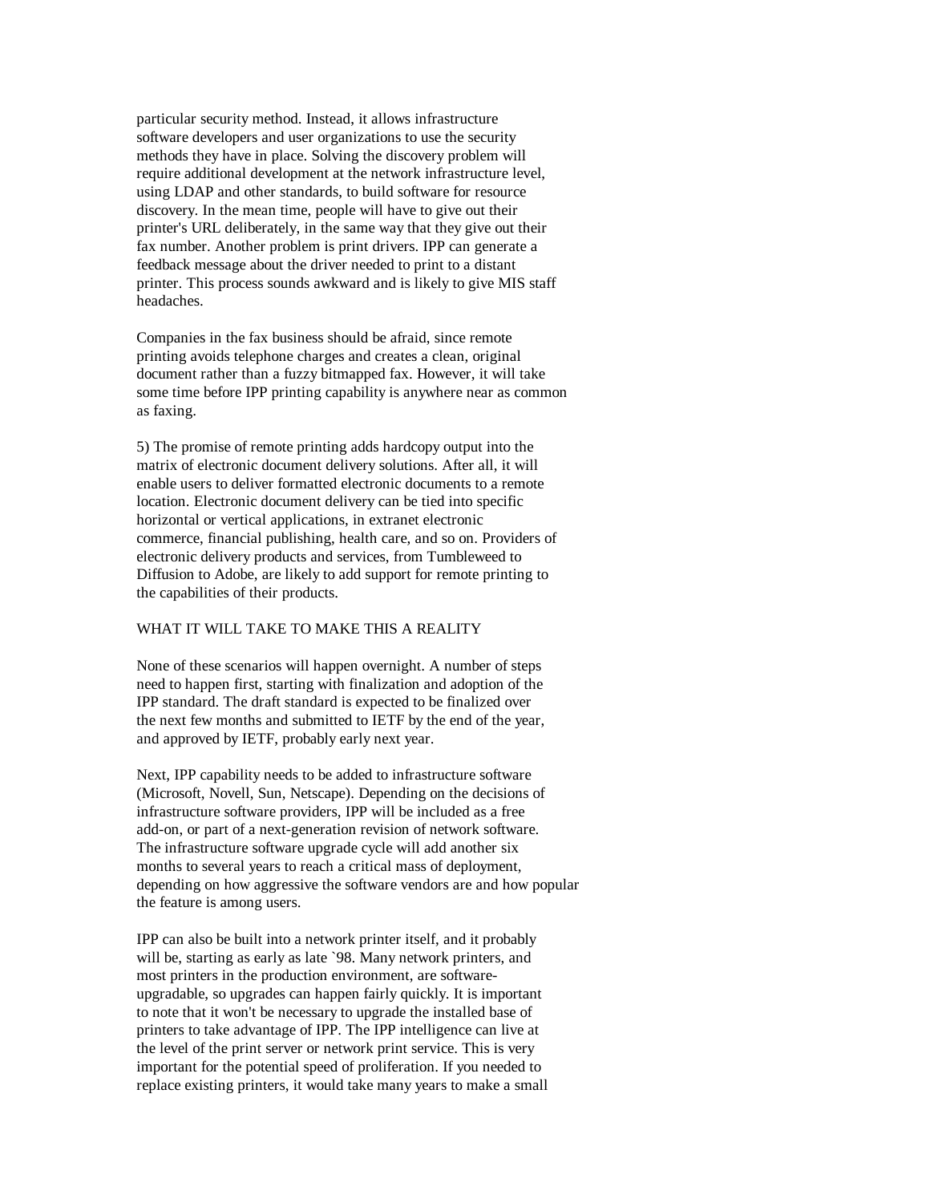particular security method. Instead, it allows infrastructure software developers and user organizations to use the security methods they have in place. Solving the discovery problem will require additional development at the network infrastructure level, using LDAP and other standards, to build software for resource discovery. In the mean time, people will have to give out their printer's URL deliberately, in the same way that they give out their fax number. Another problem is print drivers. IPP can generate a feedback message about the driver needed to print to a distant printer. This process sounds awkward and is likely to give MIS staff headaches.

Companies in the fax business should be afraid, since remote printing avoids telephone charges and creates a clean, original document rather than a fuzzy bitmapped fax. However, it will take some time before IPP printing capability is anywhere near as common as faxing.

5) The promise of remote printing adds hardcopy output into the matrix of electronic document delivery solutions. After all, it will enable users to deliver formatted electronic documents to a remote location. Electronic document delivery can be tied into specific horizontal or vertical applications, in extranet electronic commerce, financial publishing, health care, and so on. Providers of electronic delivery products and services, from Tumbleweed to Diffusion to Adobe, are likely to add support for remote printing to the capabilities of their products.

## WHAT IT WILL TAKE TO MAKE THIS A REALITY

None of these scenarios will happen overnight. A number of steps need to happen first, starting with finalization and adoption of the IPP standard. The draft standard is expected to be finalized over the next few months and submitted to IETF by the end of the year, and approved by IETF, probably early next year.

Next, IPP capability needs to be added to infrastructure software (Microsoft, Novell, Sun, Netscape). Depending on the decisions of infrastructure software providers, IPP will be included as a free add-on, or part of a next-generation revision of network software. The infrastructure software upgrade cycle will add another six months to several years to reach a critical mass of deployment, depending on how aggressive the software vendors are and how popular the feature is among users.

IPP can also be built into a network printer itself, and it probably will be, starting as early as late `98. Many network printers, and most printers in the production environment, are software-upgradable, so upgrades can happen fairly quickly. It is important to note that it won't be necessary to upgrade the installed base of printers to take advantage of IPP. The IPP intelligence can live at the level of the print server or network print service. This is very important for the potential speed of proliferation. If you needed to replace existing printers, it would take many years to make a small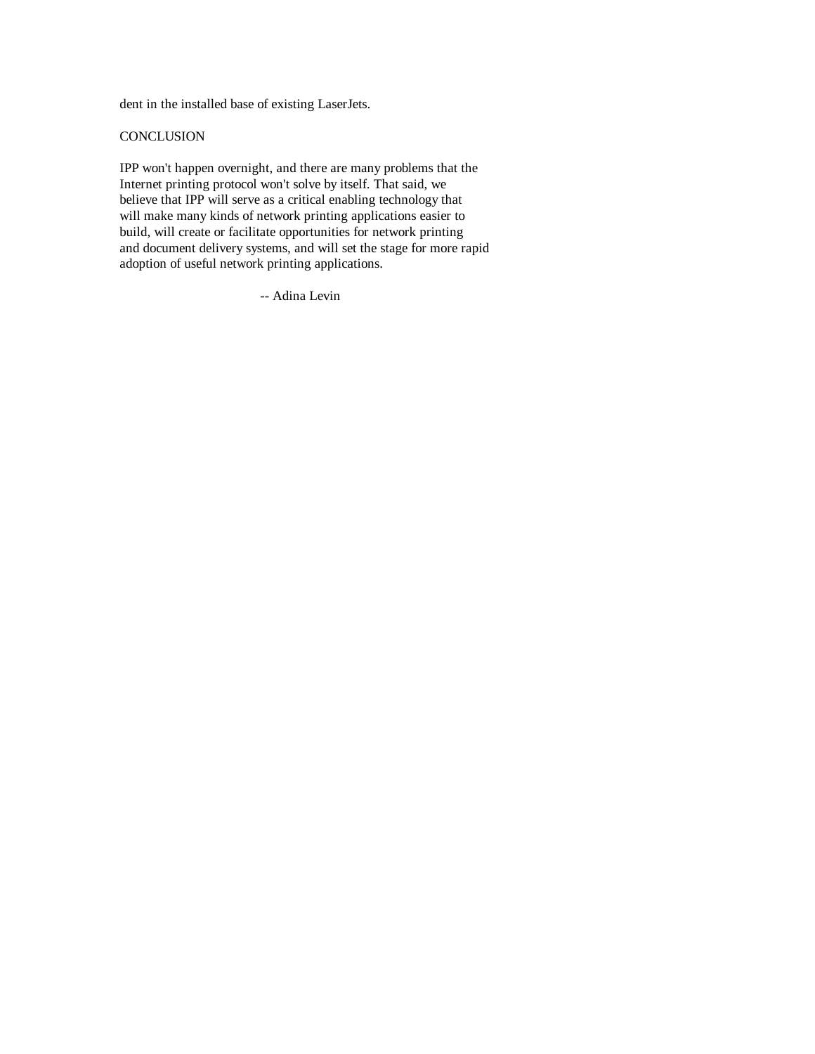dent in the installed base of existing LaserJets.

## CONCLUSION

IPP won't happen overnight, and there are many problems that the Internet printing protocol won't solve by itself. That said, we believe that IPP will serve as a critical enabling technology that will make many kinds of network printing applications easier to build, will create or facilitate opportunities for network printing and document delivery systems, and will set the stage for more rapid adoption of useful network printing applications.

-- Adina Levin